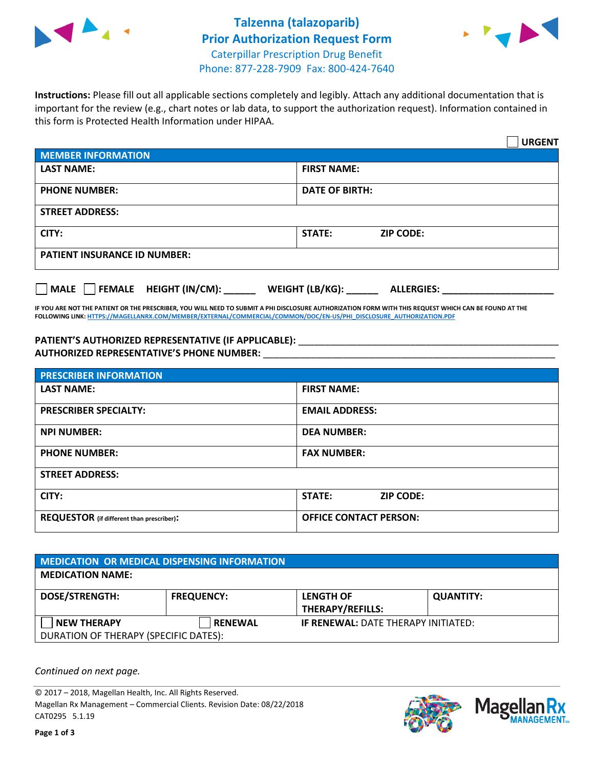# Talzenna (talazoparib)
# Prior Authorization Request Form

Caterpillar Prescription Drug Benefit
Phone: 877-228-7909 Fax: 800-424-7640

**Instructions:** Please fill out all applicable sections completely and legibly. Attach any additional documentation that is important for the review (e.g., chart notes or lab data, to support the authorization request). Information contained in this form is Protected Health Information under HIPAA.

☐ **URGENT**

| MEMBER INFORMATION | |
|---|---|
| **LAST NAME:** | **FIRST NAME:** |
| **PHONE NUMBER:** | **DATE OF BIRTH:** |
| **STREET ADDRESS:** | |
| **CITY:** | **STATE:** **ZIP CODE:** |
| **PATIENT INSURANCE ID NUMBER:** | |

☐ **MALE** ☐ **FEMALE** **HEIGHT (IN/CM):** ______ **WEIGHT (LB/KG):** ______ **ALLERGIES:** ____________________

**IF YOU ARE NOT THE PATIENT OR THE PRESCRIBER, YOU WILL NEED TO SUBMIT A PHI DISCLOSURE AUTHORIZATION FORM WITH THIS REQUEST WHICH CAN BE FOUND AT THE FOLLOWING LINK: HTTPS://MAGELLANRX.COM/MEMBER/EXTERNAL/COMMERCIAL/COMMON/DOC/EN-US/PHI_DISCLOSURE_AUTHORIZATION.PDF**

**PATIENT'S AUTHORIZED REPRESENTATIVE (IF APPLICABLE):** ____________________________________________
**AUTHORIZED REPRESENTATIVE'S PHONE NUMBER:** ____________________________________________

| PRESCRIBER INFORMATION | |
|---|---|
| **LAST NAME:** | **FIRST NAME:** |
| **PRESCRIBER SPECIALTY:** | **EMAIL ADDRESS:** |
| **NPI NUMBER:** | **DEA NUMBER:** |
| **PHONE NUMBER:** | **FAX NUMBER:** |
| **STREET ADDRESS:** | |
| **CITY:** | **STATE:** **ZIP CODE:** |
| **REQUESTOR** (if different than prescriber)**:** | **OFFICE CONTACT PERSON:** |

| MEDICATION OR MEDICAL DISPENSING INFORMATION | | | |
|---|---|---|---|
| **MEDICATION NAME:** | | | |
| **DOSE/STRENGTH:** | **FREQUENCY:** | **LENGTH OF THERAPY/REFILLS:** | **QUANTITY:** |
| ☐ **NEW THERAPY** | ☐ **RENEWAL** | **IF RENEWAL:** DATE THERAPY INITIATED: | |
| DURATION OF THERAPY (SPECIFIC DATES): | | | |

*Continued on next page.*

© 2017 – 2018, Magellan Health, Inc. All Rights Reserved.
Magellan Rx Management – Commercial Clients. Revision Date: 08/22/2018
CAT0295 5.1.19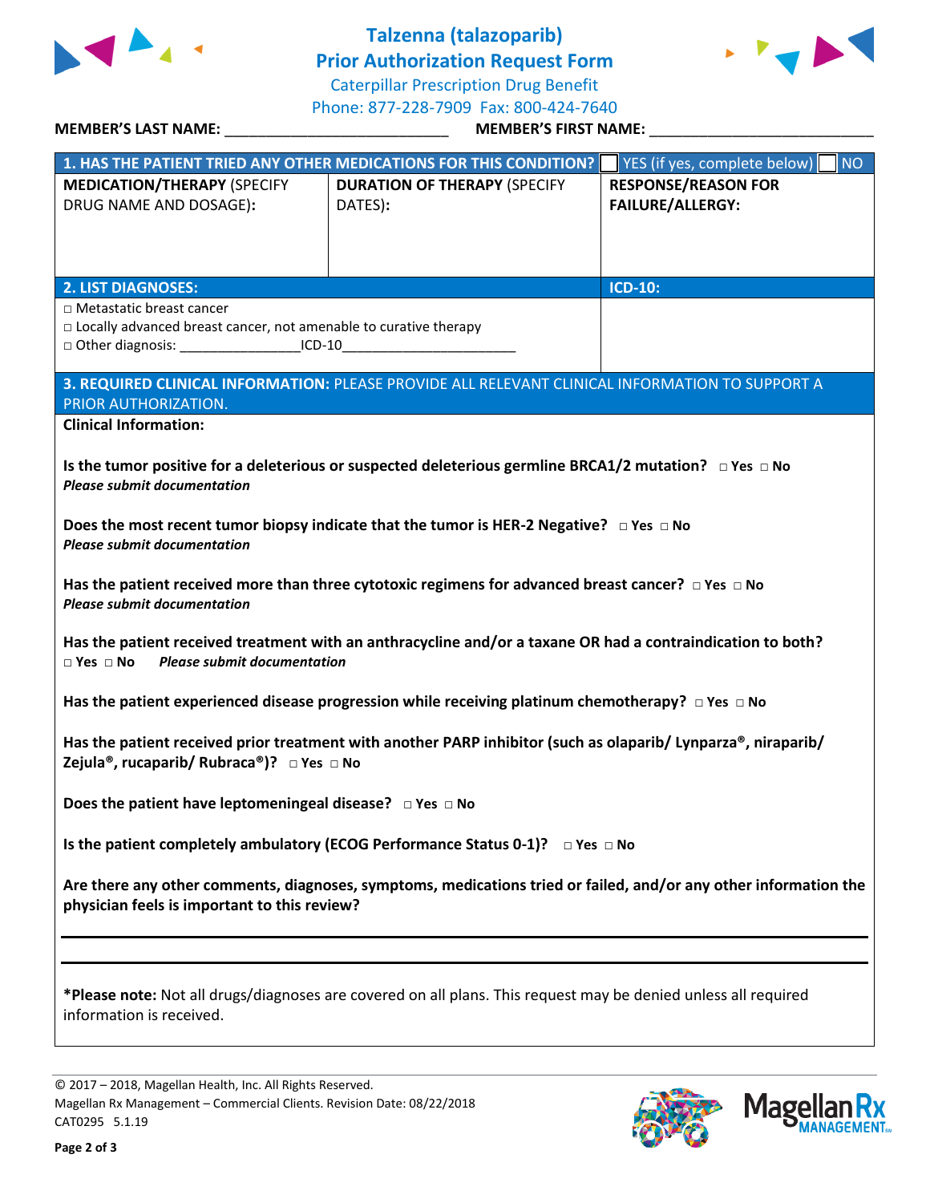# Talzenna (talazoparib) Prior Authorization Request Form

Caterpillar Prescription Drug Benefit
Phone: 877-228-7909 Fax: 800-424-7640

**MEMBER'S LAST NAME:** ___________________________ **MEMBER'S FIRST NAME:** ___________________________

| **1. HAS THE PATIENT TRIED ANY OTHER MEDICATIONS FOR THIS CONDITION?** | | ☐ YES (if yes, complete below) ☐ NO |
|---|---|---|
| **MEDICATION/THERAPY** (SPECIFY DRUG NAME AND DOSAGE): | **DURATION OF THERAPY** (SPECIFY DATES): | **RESPONSE/REASON FOR FAILURE/ALLERGY:** |
| | | |

| **2. LIST DIAGNOSES:** | **ICD-10:** |
|---|---|
| □ Metastatic breast cancer<br>□ Locally advanced breast cancer, not amenable to curative therapy<br>□ Other diagnosis: _______________ICD-10______________________ | |

**3. REQUIRED CLINICAL INFORMATION:** PLEASE PROVIDE ALL RELEVANT CLINICAL INFORMATION TO SUPPORT A PRIOR AUTHORIZATION.

**Clinical Information:**

**Is the tumor positive for a deleterious or suspected deleterious germline BRCA1/2 mutation?** □ Yes □ No
***Please submit documentation***

**Does the most recent tumor biopsy indicate that the tumor is HER-2 Negative?** □ Yes □ No
***Please submit documentation***

**Has the patient received more than three cytotoxic regimens for advanced breast cancer?** □ Yes □ No
***Please submit documentation***

**Has the patient received treatment with an anthracycline and/or a taxane OR had a contraindication to both?**
□ Yes □ No ***Please submit documentation***

**Has the patient experienced disease progression while receiving platinum chemotherapy?** □ Yes □ No

**Has the patient received prior treatment with another PARP inhibitor (such as olaparib/ Lynparza®, niraparib/ Zejula®, rucaparib/ Rubraca®)?** □ Yes □ No

**Does the patient have leptomeningeal disease?** □ Yes □ No

**Is the patient completely ambulatory (ECOG Performance Status 0-1)?** □ Yes □ No

**Are there any other comments, diagnoses, symptoms, medications tried or failed, and/or any other information the physician feels is important to this review?**

_______________________________________________________________

_______________________________________________________________

***Please note:** Not all drugs/diagnoses are covered on all plans. This request may be denied unless all required information is received.

© 2017 – 2018, Magellan Health, Inc. All Rights Reserved.
Magellan Rx Management – Commercial Clients. Revision Date: 08/22/2018
CAT0295 5.1.19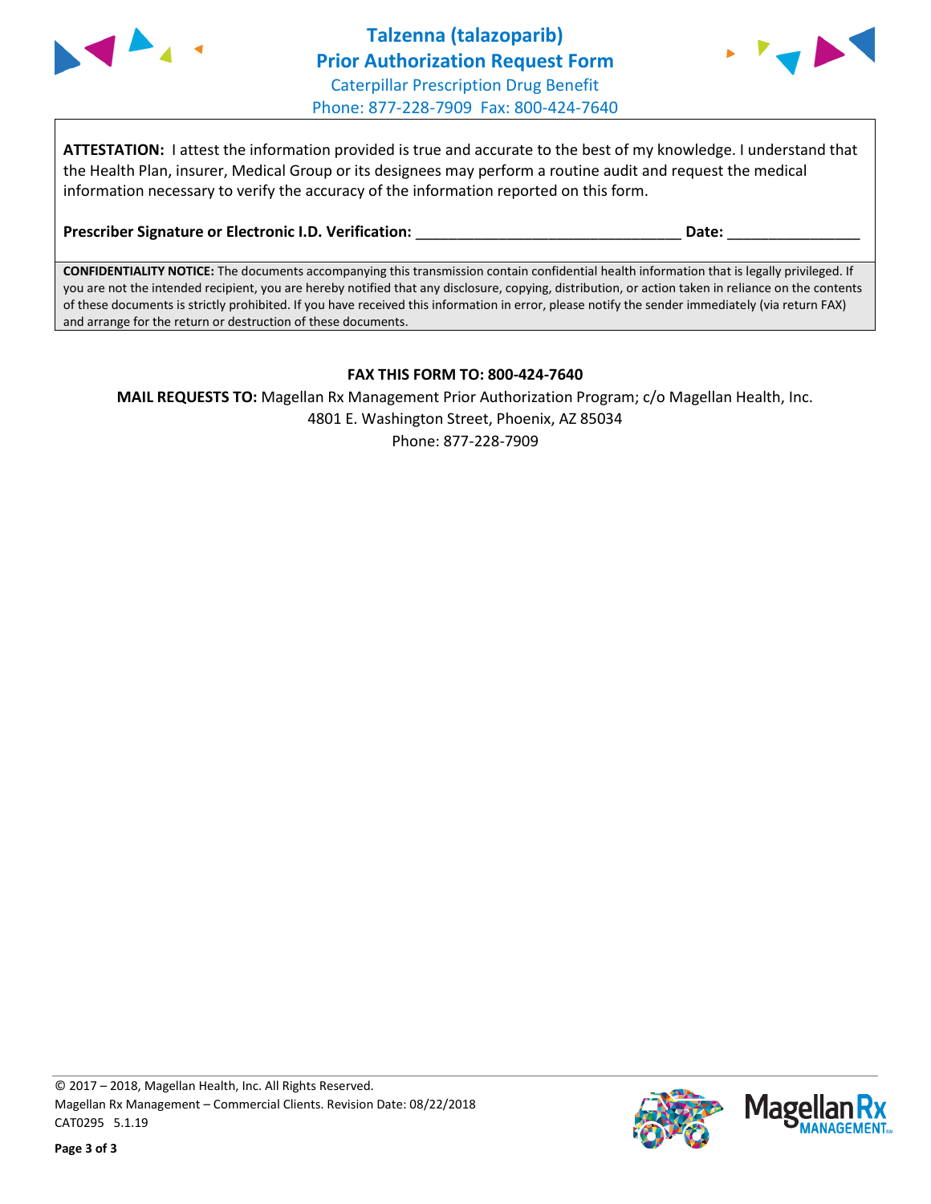**ATTESTATION:** I attest the information provided is true and accurate to the best of my knowledge. I understand that the Health Plan, insurer, Medical Group or its designees may perform a routine audit and request the medical information necessary to verify the accuracy of the information reported on this form.

**Prescriber Signature or Electronic I.D. Verification:** _______________________________ **Date:** _______________

**CONFIDENTIALITY NOTICE:** The documents accompanying this transmission contain confidential health information that is legally privileged. If you are not the intended recipient, you are hereby notified that any disclosure, copying, distribution, or action taken in reliance on the contents of these documents is strictly prohibited. If you have received this information in error, please notify the sender immediately (via return FAX) and arrange for the return or destruction of these documents.

**FAX THIS FORM TO: 800-424-7640**

**MAIL REQUESTS TO:** Magellan Rx Management Prior Authorization Program; c/o Magellan Health, Inc.
4801 E. Washington Street, Phoenix, AZ 85034
Phone: 877-228-7909

© 2017 – 2018, Magellan Health, Inc. All Rights Reserved.
Magellan Rx Management – Commercial Clients. Revision Date: 08/22/2018
CAT0295 5.1.19